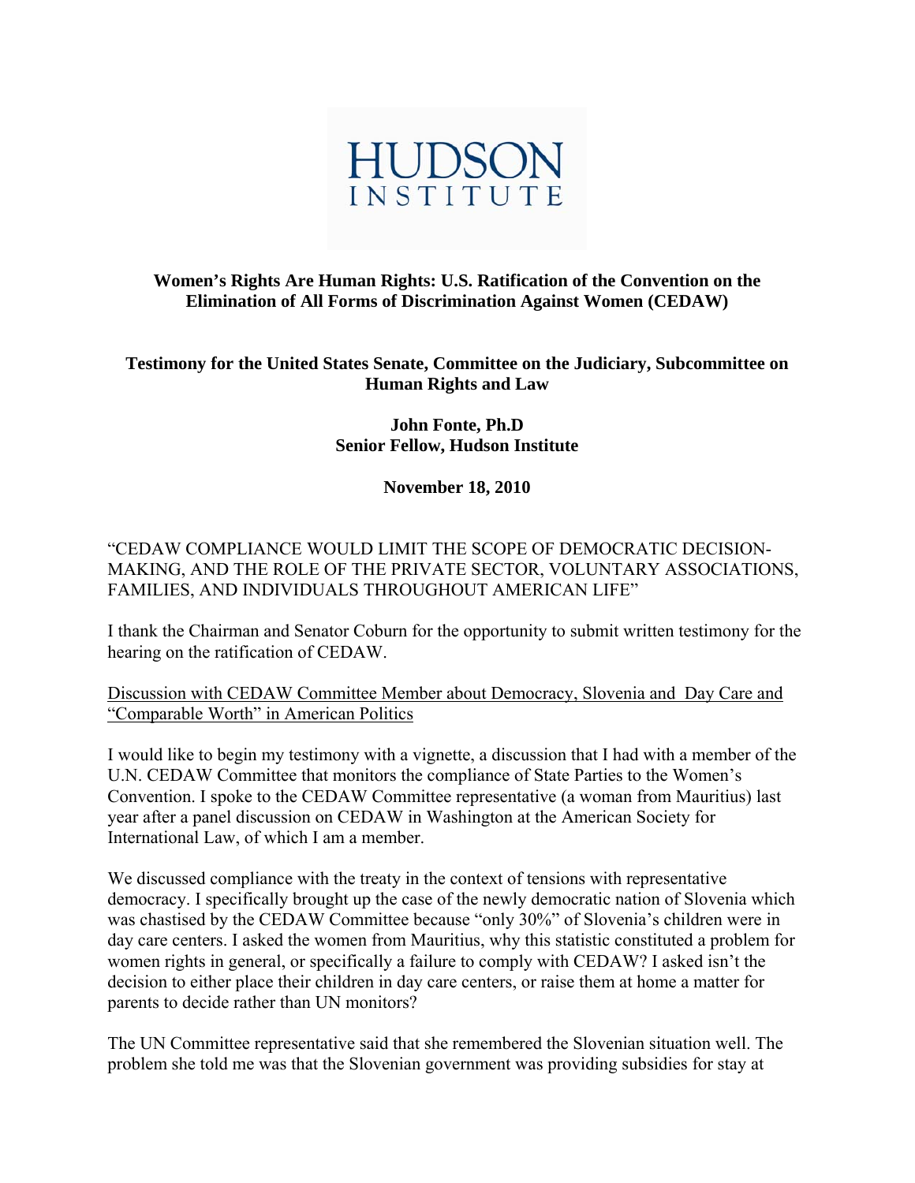HUDSON INSTITUTE

**Women's Rights Are Human Rights: U.S. Ratification of the Convention on the Elimination of All Forms of Discrimination Against Women (CEDAW)**

**Testimony for the United States Senate, Committee on the Judiciary, Subcommittee on Human Rights and Law**

**John Fonte, Ph.D**
**Senior Fellow, Hudson Institute**

**November 18, 2010**

"CEDAW COMPLIANCE WOULD LIMIT THE SCOPE OF DEMOCRATIC DECISION-MAKING, AND THE ROLE OF THE PRIVATE SECTOR, VOLUNTARY ASSOCIATIONS, FAMILIES, AND INDIVIDUALS THROUGHOUT AMERICAN LIFE"

I thank the Chairman and Senator Coburn for the opportunity to submit written testimony for the hearing on the ratification of CEDAW.

Discussion with CEDAW Committee Member about Democracy, Slovenia and Day Care and "Comparable Worth" in American Politics

I would like to begin my testimony with a vignette, a discussion that I had with a member of the U.N. CEDAW Committee that monitors the compliance of State Parties to the Women's Convention. I spoke to the CEDAW Committee representative (a woman from Mauritius) last year after a panel discussion on CEDAW in Washington at the American Society for International Law, of which I am a member.

We discussed compliance with the treaty in the context of tensions with representative democracy. I specifically brought up the case of the newly democratic nation of Slovenia which was chastised by the CEDAW Committee because "only 30%" of Slovenia's children were in day care centers. I asked the women from Mauritius, why this statistic constituted a problem for women rights in general, or specifically a failure to comply with CEDAW? I asked isn't the decision to either place their children in day care centers, or raise them at home a matter for parents to decide rather than UN monitors?

The UN Committee representative said that she remembered the Slovenian situation well. The problem she told me was that the Slovenian government was providing subsidies for stay at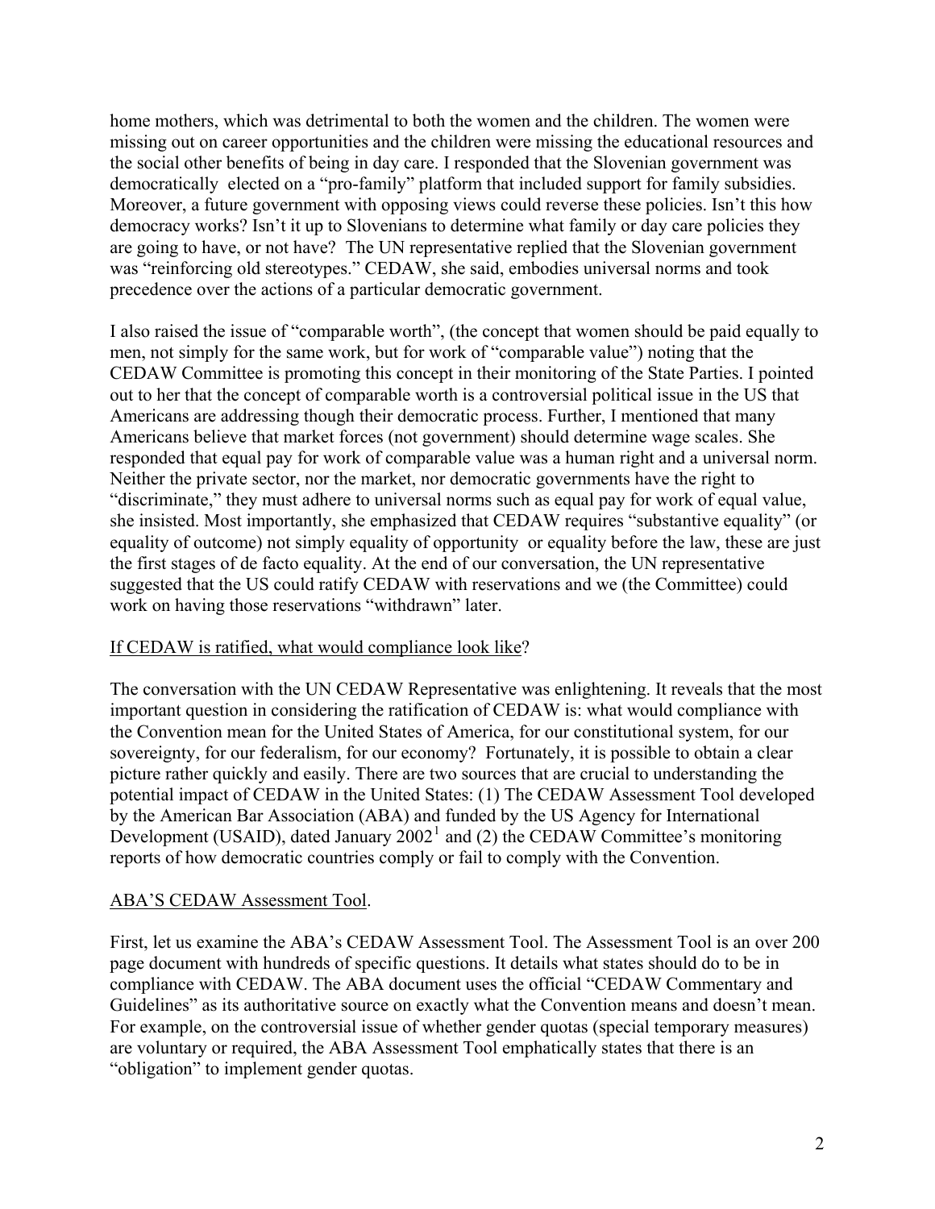home mothers, which was detrimental to both the women and the children. The women were missing out on career opportunities and the children were missing the educational resources and the social other benefits of being in day care. I responded that the Slovenian government was democratically elected on a "pro-family" platform that included support for family subsidies. Moreover, a future government with opposing views could reverse these policies. Isn't this how democracy works? Isn't it up to Slovenians to determine what family or day care policies they are going to have, or not have? The UN representative replied that the Slovenian government was "reinforcing old stereotypes." CEDAW, she said, embodies universal norms and took precedence over the actions of a particular democratic government.

I also raised the issue of "comparable worth", (the concept that women should be paid equally to men, not simply for the same work, but for work of "comparable value") noting that the CEDAW Committee is promoting this concept in their monitoring of the State Parties. I pointed out to her that the concept of comparable worth is a controversial political issue in the US that Americans are addressing though their democratic process. Further, I mentioned that many Americans believe that market forces (not government) should determine wage scales. She responded that equal pay for work of comparable value was a human right and a universal norm. Neither the private sector, nor the market, nor democratic governments have the right to "discriminate," they must adhere to universal norms such as equal pay for work of equal value, she insisted. Most importantly, she emphasized that CEDAW requires "substantive equality" (or equality of outcome) not simply equality of opportunity or equality before the law, these are just the first stages of de facto equality. At the end of our conversation, the UN representative suggested that the US could ratify CEDAW with reservations and we (the Committee) could work on having those reservations "withdrawn" later.

<u>If CEDAW is ratified, what would compliance look like</u>?

The conversation with the UN CEDAW Representative was enlightening. It reveals that the most important question in considering the ratification of CEDAW is: what would compliance with the Convention mean for the United States of America, for our constitutional system, for our sovereignty, for our federalism, for our economy? Fortunately, it is possible to obtain a clear picture rather quickly and easily. There are two sources that are crucial to understanding the potential impact of CEDAW in the United States: (1) The CEDAW Assessment Tool developed by the American Bar Association (ABA) and funded by the US Agency for International Development (USAID), dated January 2002[1] and (2) the CEDAW Committee's monitoring reports of how democratic countries comply or fail to comply with the Convention.

<u>ABA'S CEDAW Assessment Tool</u>.

First, let us examine the ABA's CEDAW Assessment Tool. The Assessment Tool is an over 200 page document with hundreds of specific questions. It details what states should do to be in compliance with CEDAW. The ABA document uses the official "CEDAW Commentary and Guidelines" as its authoritative source on exactly what the Convention means and doesn't mean. For example, on the controversial issue of whether gender quotas (special temporary measures) are voluntary or required, the ABA Assessment Tool emphatically states that there is an "obligation" to implement gender quotas.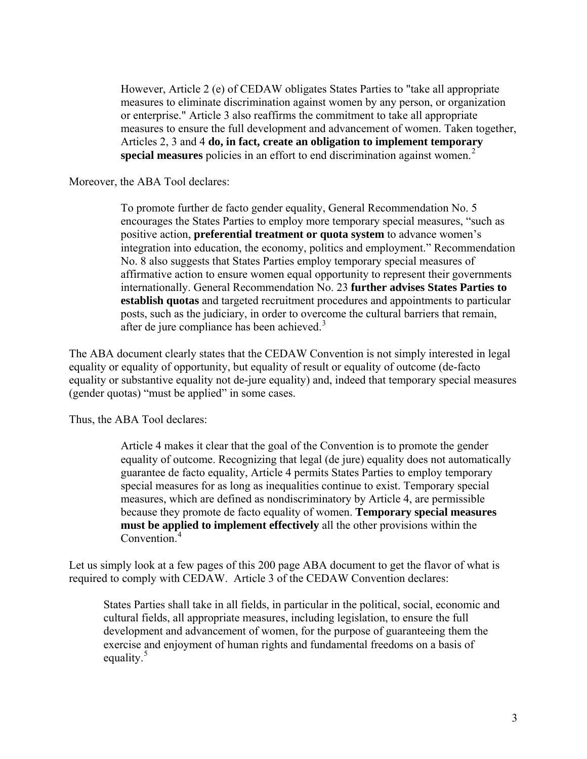> However, Article 2 (e) of CEDAW obligates States Parties to "take all appropriate measures to eliminate discrimination against women by any person, or organization or enterprise." Article 3 also reaffirms the commitment to take all appropriate measures to ensure the full development and advancement of women. Taken together, Articles 2, 3 and 4 **do, in fact, create an obligation to implement temporary special measures** policies in an effort to end discrimination against women.[2]

Moreover, the ABA Tool declares:

> To promote further de facto gender equality, General Recommendation No. 5 encourages the States Parties to employ more temporary special measures, "such as positive action, **preferential treatment or quota system** to advance women's integration into education, the economy, politics and employment." Recommendation No. 8 also suggests that States Parties employ temporary special measures of affirmative action to ensure women equal opportunity to represent their governments internationally. General Recommendation No. 23 **further advises States Parties to establish quotas** and targeted recruitment procedures and appointments to particular posts, such as the judiciary, in order to overcome the cultural barriers that remain, after de jure compliance has been achieved.[3]

The ABA document clearly states that the CEDAW Convention is not simply interested in legal equality or equality of opportunity, but equality of result or equality of outcome (de-facto equality or substantive equality not de-jure equality) and, indeed that temporary special measures (gender quotas) "must be applied" in some cases.

Thus, the ABA Tool declares:

> Article 4 makes it clear that the goal of the Convention is to promote the gender equality of outcome. Recognizing that legal (de jure) equality does not automatically guarantee de facto equality, Article 4 permits States Parties to employ temporary special measures for as long as inequalities continue to exist. Temporary special measures, which are defined as nondiscriminatory by Article 4, are permissible because they promote de facto equality of women. **Temporary special measures must be applied to implement effectively** all the other provisions within the Convention.[4]

Let us simply look at a few pages of this 200 page ABA document to get the flavor of what is required to comply with CEDAW. Article 3 of the CEDAW Convention declares:

> States Parties shall take in all fields, in particular in the political, social, economic and cultural fields, all appropriate measures, including legislation, to ensure the full development and advancement of women, for the purpose of guaranteeing them the exercise and enjoyment of human rights and fundamental freedoms on a basis of equality.[5]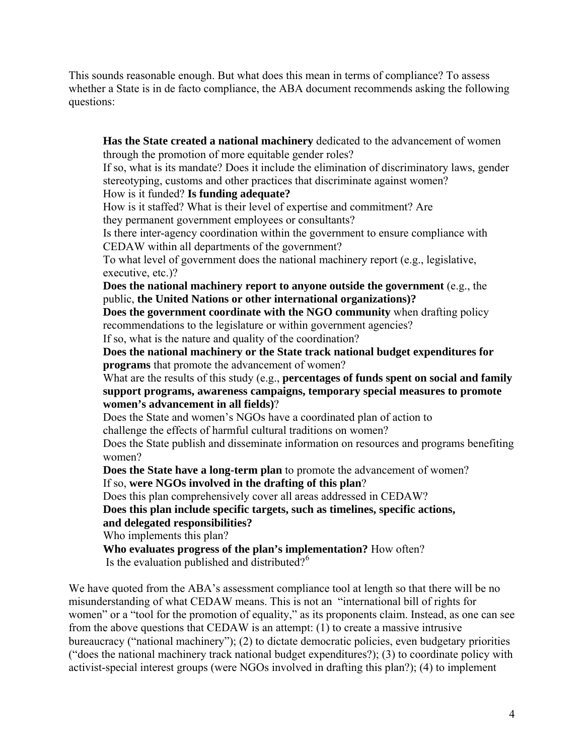This sounds reasonable enough. But what does this mean in terms of compliance? To assess whether a State is in de facto compliance, the ABA document recommends asking the following questions:

> **Has the State created a national machinery** dedicated to the advancement of women through the promotion of more equitable gender roles?
> If so, what is its mandate? Does it include the elimination of discriminatory laws, gender stereotyping, customs and other practices that discriminate against women?
> How is it funded? **Is funding adequate?**
> How is it staffed? What is their level of expertise and commitment? Are they permanent government employees or consultants?
> Is there inter-agency coordination within the government to ensure compliance with CEDAW within all departments of the government?
> To what level of government does the national machinery report (e.g., legislative, executive, etc.)?
> **Does the national machinery report to anyone outside the government** (e.g., the public, **the United Nations or other international organizations)?**
> **Does the government coordinate with the NGO community** when drafting policy recommendations to the legislature or within government agencies?
> If so, what is the nature and quality of the coordination?
> **Does the national machinery or the State track national budget expenditures for programs** that promote the advancement of women?
> What are the results of this study (e.g., **percentages of funds spent on social and family support programs, awareness campaigns, temporary special measures to promote women's advancement in all fields)**?
> Does the State and women's NGOs have a coordinated plan of action to challenge the effects of harmful cultural traditions on women?
> Does the State publish and disseminate information on resources and programs benefiting women?
> **Does the State have a long-term plan** to promote the advancement of women?
> If so, **were NGOs involved in the drafting of this plan**?
> Does this plan comprehensively cover all areas addressed in CEDAW?
> **Does this plan include specific targets, such as timelines, specific actions, and delegated responsibilities?**
> Who implements this plan?
> **Who evaluates progress of the plan's implementation?** How often?
> Is the evaluation published and distributed?[6]

We have quoted from the ABA's assessment compliance tool at length so that there will be no misunderstanding of what CEDAW means. This is not an "international bill of rights for women" or a "tool for the promotion of equality," as its proponents claim. Instead, as one can see from the above questions that CEDAW is an attempt: (1) to create a massive intrusive bureaucracy ("national machinery"); (2) to dictate democratic policies, even budgetary priorities ("does the national machinery track national budget expenditures?); (3) to coordinate policy with activist-special interest groups (were NGOs involved in drafting this plan?); (4) to implement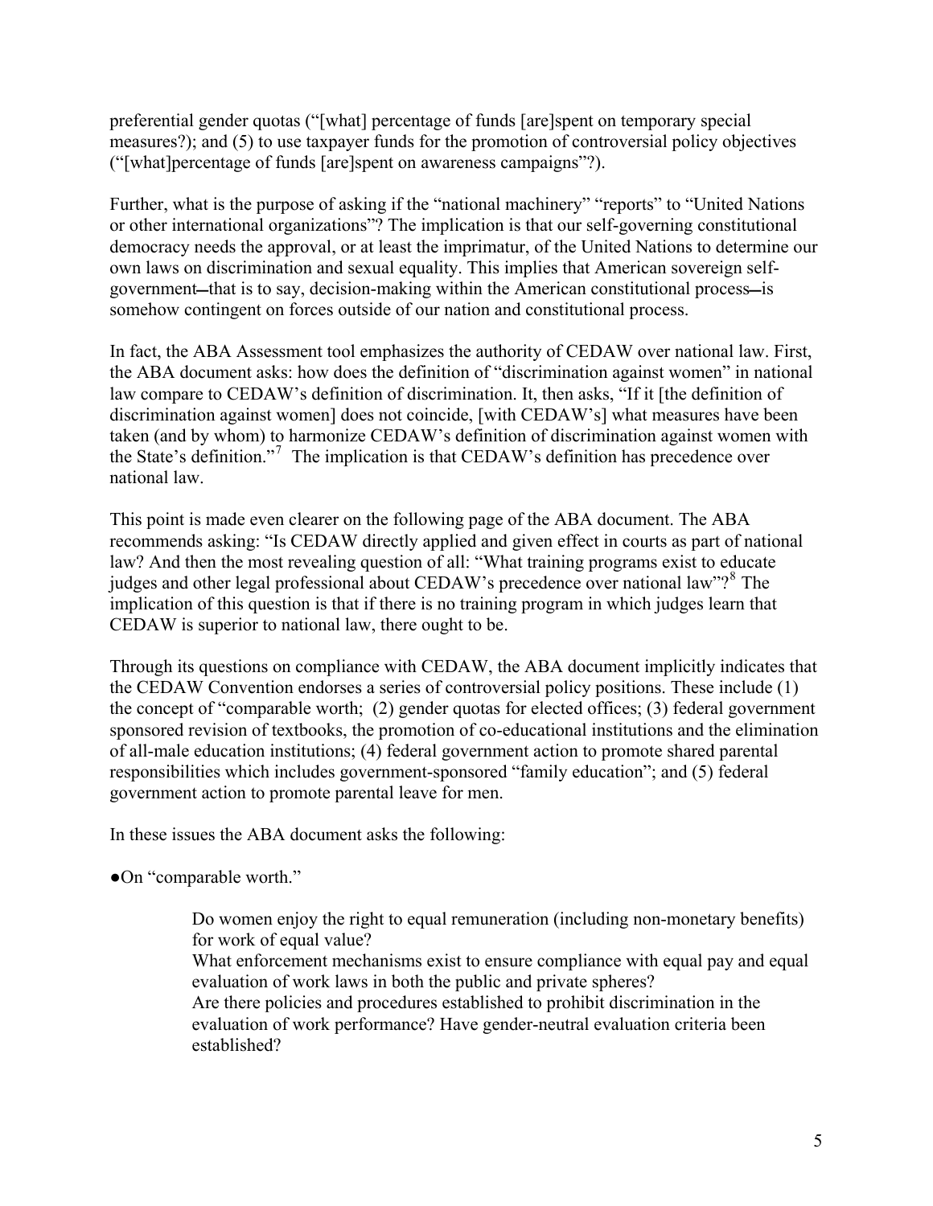preferential gender quotas ("[what] percentage of funds [are]spent on temporary special measures?); and (5) to use taxpayer funds for the promotion of controversial policy objectives ("[what]percentage of funds [are]spent on awareness campaigns"?).

Further, what is the purpose of asking if the "national machinery" "reports" to "United Nations or other international organizations"? The implication is that our self-governing constitutional democracy needs the approval, or at least the imprimatur, of the United Nations to determine our own laws on discrimination and sexual equality. This implies that American sovereign self-government—that is to say, decision-making within the American constitutional process—is somehow contingent on forces outside of our nation and constitutional process.

In fact, the ABA Assessment tool emphasizes the authority of CEDAW over national law. First, the ABA document asks: how does the definition of "discrimination against women" in national law compare to CEDAW's definition of discrimination. It, then asks, "If it [the definition of discrimination against women] does not coincide, [with CEDAW's] what measures have been taken (and by whom) to harmonize CEDAW's definition of discrimination against women with the State's definition."[7] The implication is that CEDAW's definition has precedence over national law.

This point is made even clearer on the following page of the ABA document. The ABA recommends asking: "Is CEDAW directly applied and given effect in courts as part of national law? And then the most revealing question of all: "What training programs exist to educate judges and other legal professional about CEDAW's precedence over national law"?[8] The implication of this question is that if there is no training program in which judges learn that CEDAW is superior to national law, there ought to be.

Through its questions on compliance with CEDAW, the ABA document implicitly indicates that the CEDAW Convention endorses a series of controversial policy positions. These include (1) the concept of "comparable worth; (2) gender quotas for elected offices; (3) federal government sponsored revision of textbooks, the promotion of co-educational institutions and the elimination of all-male education institutions; (4) federal government action to promote shared parental responsibilities which includes government-sponsored "family education"; and (5) federal government action to promote parental leave for men.

In these issues the ABA document asks the following:

●On "comparable worth."

> Do women enjoy the right to equal remuneration (including non-monetary benefits) for work of equal value?
> What enforcement mechanisms exist to ensure compliance with equal pay and equal evaluation of work laws in both the public and private spheres?
> Are there policies and procedures established to prohibit discrimination in the evaluation of work performance? Have gender-neutral evaluation criteria been established?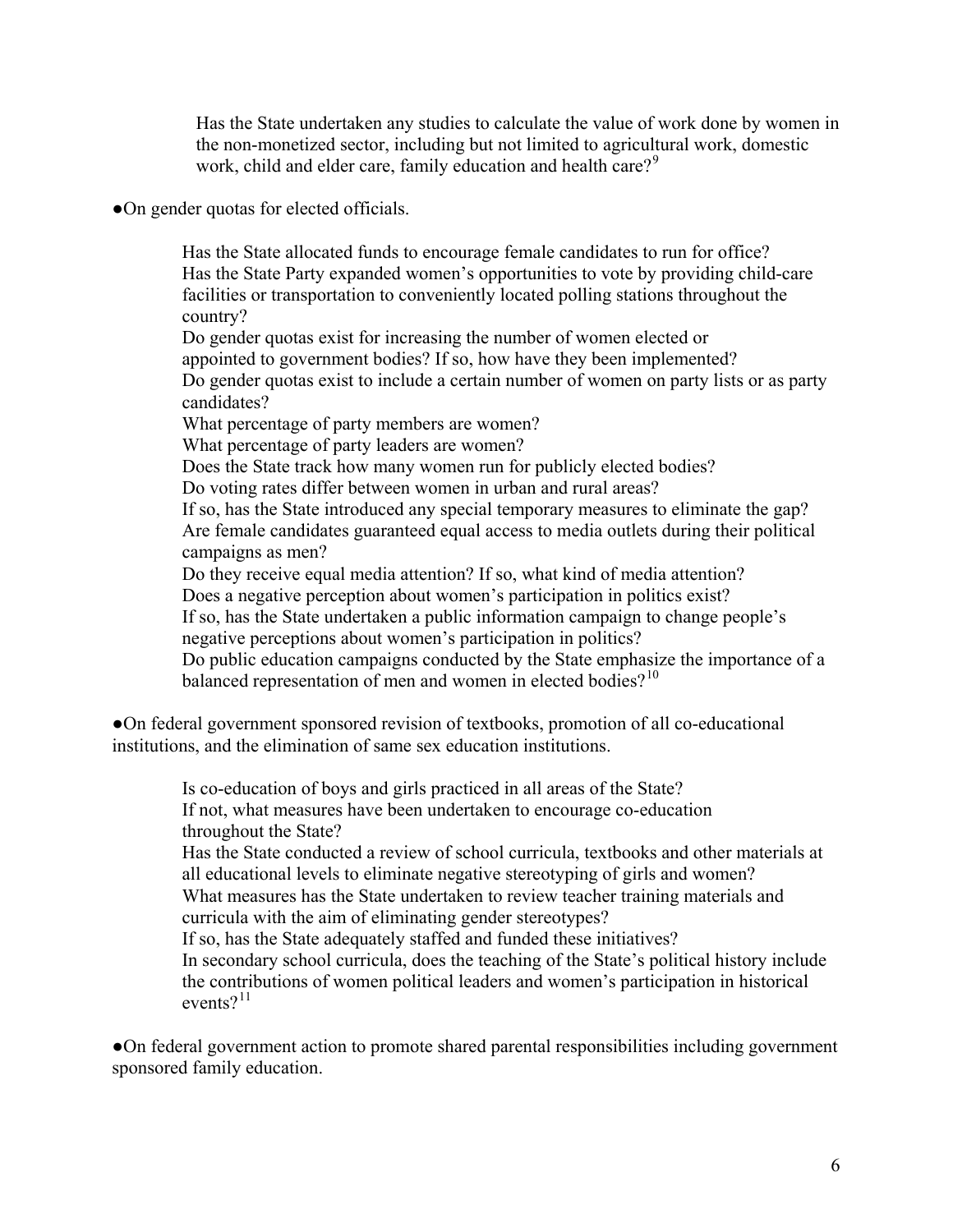Has the State undertaken any studies to calculate the value of work done by women in the non-monetized sector, including but not limited to agricultural work, domestic work, child and elder care, family education and health care?[9]

●On gender quotas for elected officials.

Has the State allocated funds to encourage female candidates to run for office?
Has the State Party expanded women's opportunities to vote by providing child-care facilities or transportation to conveniently located polling stations throughout the country?
Do gender quotas exist for increasing the number of women elected or appointed to government bodies? If so, how have they been implemented?
Do gender quotas exist to include a certain number of women on party lists or as party candidates?
What percentage of party members are women?
What percentage of party leaders are women?
Does the State track how many women run for publicly elected bodies?
Do voting rates differ between women in urban and rural areas?
If so, has the State introduced any special temporary measures to eliminate the gap?
Are female candidates guaranteed equal access to media outlets during their political campaigns as men?
Do they receive equal media attention? If so, what kind of media attention?
Does a negative perception about women's participation in politics exist?
If so, has the State undertaken a public information campaign to change people's negative perceptions about women's participation in politics?
Do public education campaigns conducted by the State emphasize the importance of a balanced representation of men and women in elected bodies?[10]

●On federal government sponsored revision of textbooks, promotion of all co-educational institutions, and the elimination of same sex education institutions.

Is co-education of boys and girls practiced in all areas of the State?
If not, what measures have been undertaken to encourage co-education throughout the State?
Has the State conducted a review of school curricula, textbooks and other materials at all educational levels to eliminate negative stereotyping of girls and women?
What measures has the State undertaken to review teacher training materials and curricula with the aim of eliminating gender stereotypes?
If so, has the State adequately staffed and funded these initiatives?
In secondary school curricula, does the teaching of the State's political history include the contributions of women political leaders and women's participation in historical events?[11]

●On federal government action to promote shared parental responsibilities including government sponsored family education.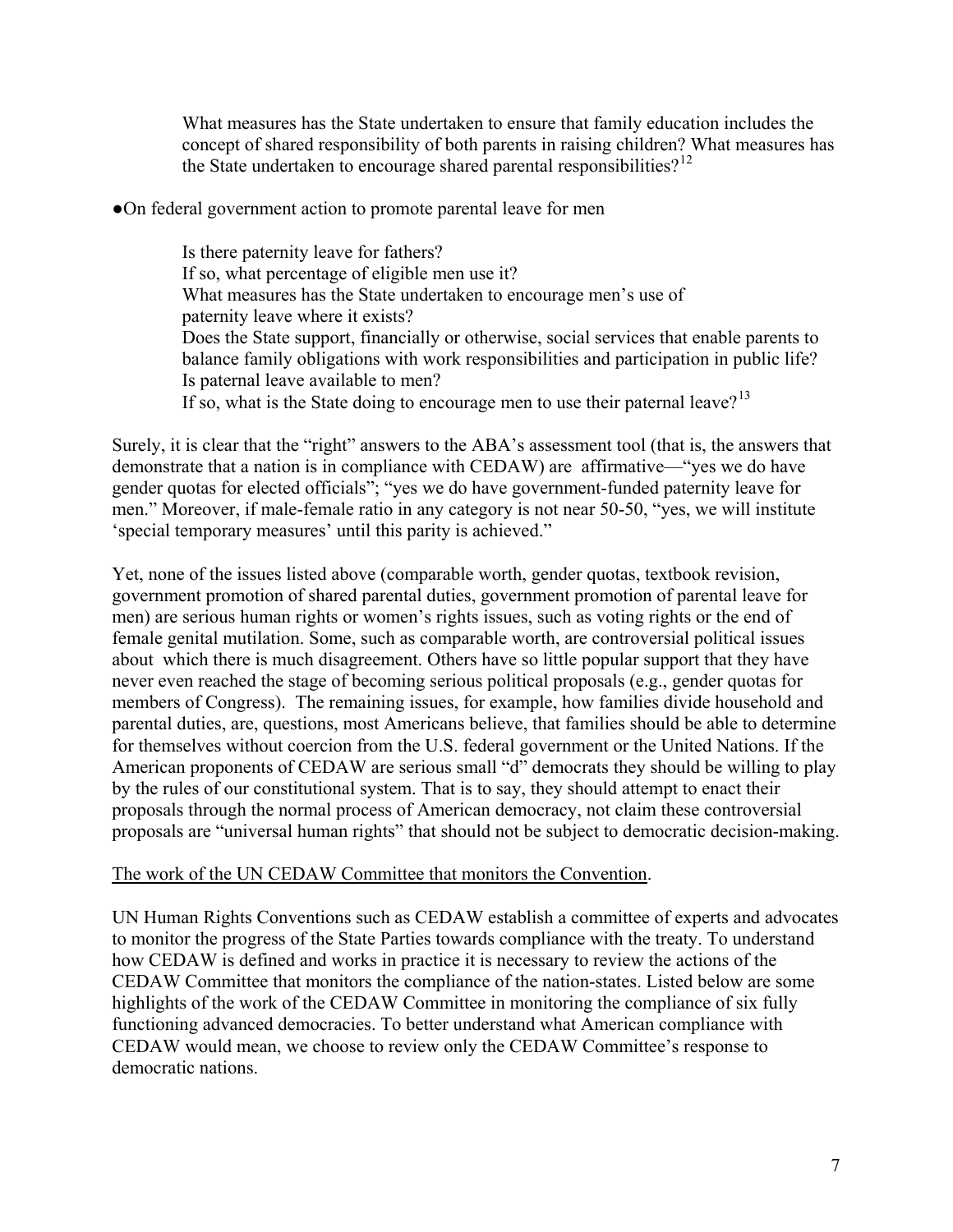What measures has the State undertaken to ensure that family education includes the concept of shared responsibility of both parents in raising children? What measures has the State undertaken to encourage shared parental responsibilities?[12]

●On federal government action to promote parental leave for men

Is there paternity leave for fathers?
If so, what percentage of eligible men use it?
What measures has the State undertaken to encourage men's use of paternity leave where it exists?
Does the State support, financially or otherwise, social services that enable parents to balance family obligations with work responsibilities and participation in public life?
Is paternal leave available to men?
If so, what is the State doing to encourage men to use their paternal leave?[13]

Surely, it is clear that the "right" answers to the ABA's assessment tool (that is, the answers that demonstrate that a nation is in compliance with CEDAW) are affirmative—"yes we do have gender quotas for elected officials"; "yes we do have government-funded paternity leave for men." Moreover, if male-female ratio in any category is not near 50-50, "yes, we will institute 'special temporary measures' until this parity is achieved."

Yet, none of the issues listed above (comparable worth, gender quotas, textbook revision, government promotion of shared parental duties, government promotion of parental leave for men) are serious human rights or women's rights issues, such as voting rights or the end of female genital mutilation. Some, such as comparable worth, are controversial political issues about which there is much disagreement. Others have so little popular support that they have never even reached the stage of becoming serious political proposals (e.g., gender quotas for members of Congress). The remaining issues, for example, how families divide household and parental duties, are, questions, most Americans believe, that families should be able to determine for themselves without coercion from the U.S. federal government or the United Nations. If the American proponents of CEDAW are serious small "d" democrats they should be willing to play by the rules of our constitutional system. That is to say, they should attempt to enact their proposals through the normal process of American democracy, not claim these controversial proposals are "universal human rights" that should not be subject to democratic decision-making.

<u>The work of the UN CEDAW Committee that monitors the Convention</u>.

UN Human Rights Conventions such as CEDAW establish a committee of experts and advocates to monitor the progress of the State Parties towards compliance with the treaty. To understand how CEDAW is defined and works in practice it is necessary to review the actions of the CEDAW Committee that monitors the compliance of the nation-states. Listed below are some highlights of the work of the CEDAW Committee in monitoring the compliance of six fully functioning advanced democracies. To better understand what American compliance with CEDAW would mean, we choose to review only the CEDAW Committee's response to democratic nations.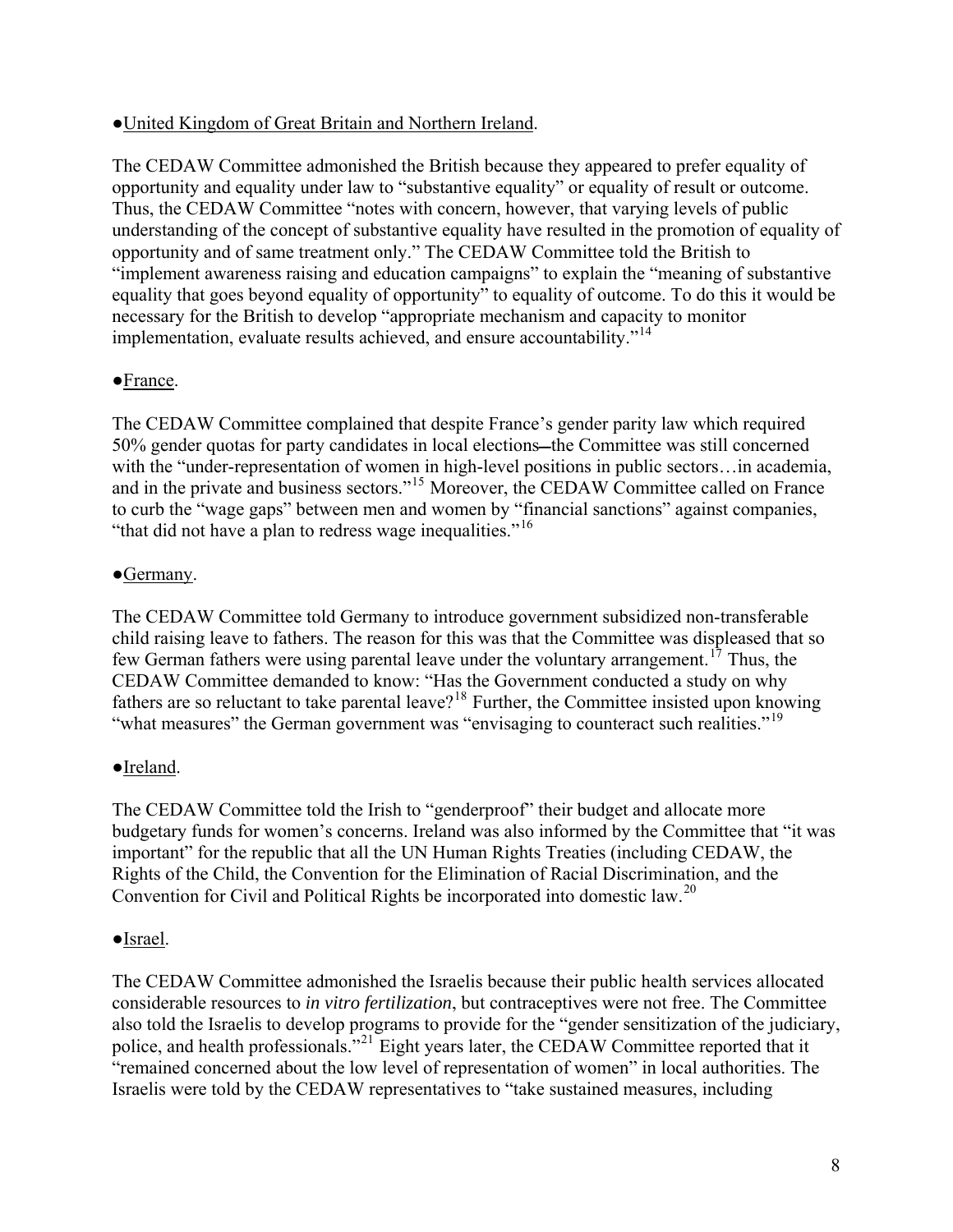●United Kingdom of Great Britain and Northern Ireland.

The CEDAW Committee admonished the British because they appeared to prefer equality of opportunity and equality under law to "substantive equality" or equality of result or outcome. Thus, the CEDAW Committee "notes with concern, however, that varying levels of public understanding of the concept of substantive equality have resulted in the promotion of equality of opportunity and of same treatment only." The CEDAW Committee told the British to "implement awareness raising and education campaigns" to explain the "meaning of substantive equality that goes beyond equality of opportunity" to equality of outcome. To do this it would be necessary for the British to develop "appropriate mechanism and capacity to monitor implementation, evaluate results achieved, and ensure accountability."[14]

●France.

The CEDAW Committee complained that despite France's gender parity law which required 50% gender quotas for party candidates in local elections—the Committee was still concerned with the "under-representation of women in high-level positions in public sectors…in academia, and in the private and business sectors."[15] Moreover, the CEDAW Committee called on France to curb the "wage gaps" between men and women by "financial sanctions" against companies, "that did not have a plan to redress wage inequalities."[16]

●Germany.

The CEDAW Committee told Germany to introduce government subsidized non-transferable child raising leave to fathers. The reason for this was that the Committee was displeased that so few German fathers were using parental leave under the voluntary arrangement.[17] Thus, the CEDAW Committee demanded to know: "Has the Government conducted a study on why fathers are so reluctant to take parental leave?[18] Further, the Committee insisted upon knowing "what measures" the German government was "envisaging to counteract such realities."[19]

●Ireland.

The CEDAW Committee told the Irish to "genderproof" their budget and allocate more budgetary funds for women's concerns. Ireland was also informed by the Committee that "it was important" for the republic that all the UN Human Rights Treaties (including CEDAW, the Rights of the Child, the Convention for the Elimination of Racial Discrimination, and the Convention for Civil and Political Rights be incorporated into domestic law.[20]

●Israel.

The CEDAW Committee admonished the Israelis because their public health services allocated considerable resources to *in vitro fertilization*, but contraceptives were not free. The Committee also told the Israelis to develop programs to provide for the "gender sensitization of the judiciary, police, and health professionals."[21] Eight years later, the CEDAW Committee reported that it "remained concerned about the low level of representation of women" in local authorities. The Israelis were told by the CEDAW representatives to "take sustained measures, including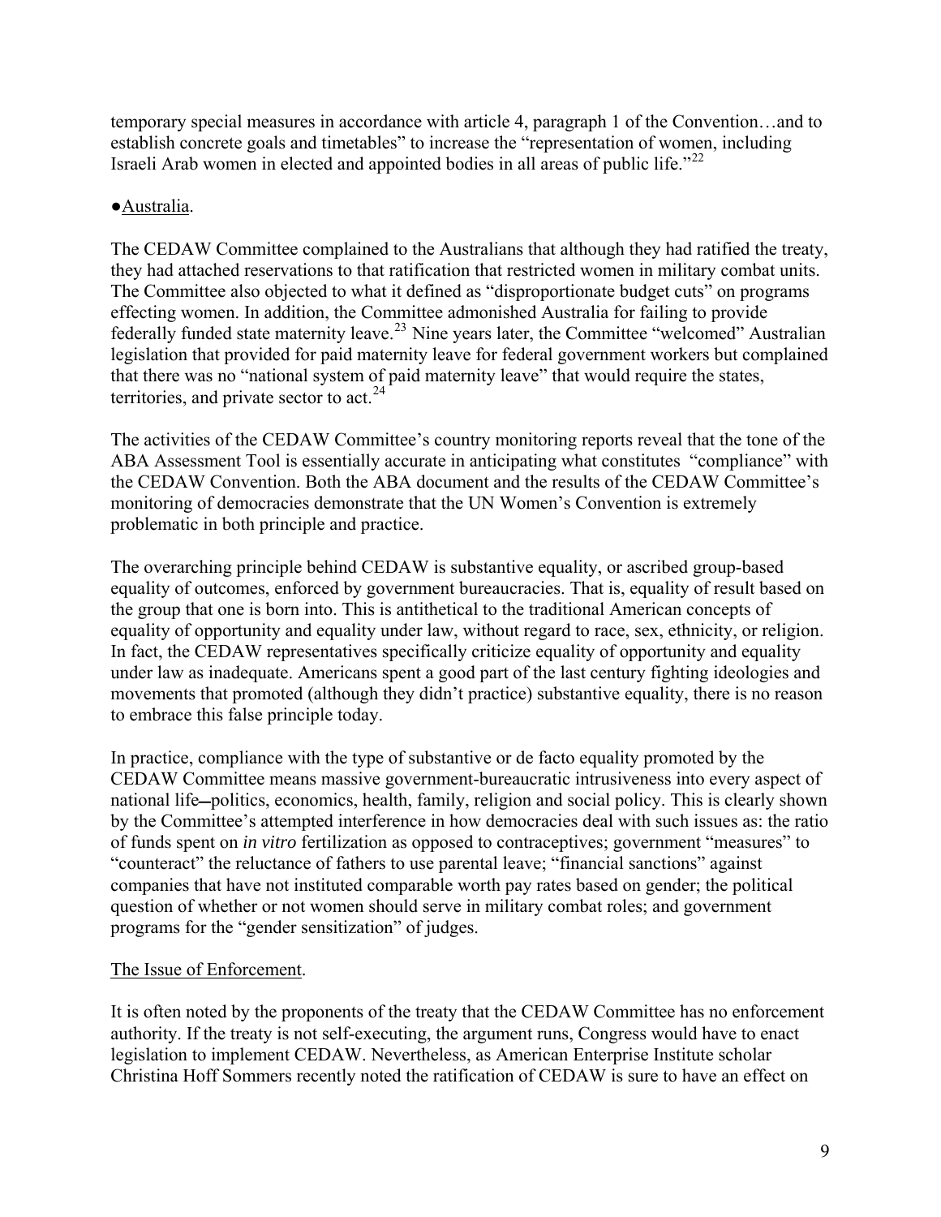temporary special measures in accordance with article 4, paragraph 1 of the Convention…and to establish concrete goals and timetables" to increase the "representation of women, including Israeli Arab women in elected and appointed bodies in all areas of public life."[22]

●Australia.

The CEDAW Committee complained to the Australians that although they had ratified the treaty, they had attached reservations to that ratification that restricted women in military combat units. The Committee also objected to what it defined as "disproportionate budget cuts" on programs effecting women. In addition, the Committee admonished Australia for failing to provide federally funded state maternity leave.[23] Nine years later, the Committee "welcomed" Australian legislation that provided for paid maternity leave for federal government workers but complained that there was no "national system of paid maternity leave" that would require the states, territories, and private sector to act.[24]

The activities of the CEDAW Committee's country monitoring reports reveal that the tone of the ABA Assessment Tool is essentially accurate in anticipating what constitutes "compliance" with the CEDAW Convention. Both the ABA document and the results of the CEDAW Committee's monitoring of democracies demonstrate that the UN Women's Convention is extremely problematic in both principle and practice.

The overarching principle behind CEDAW is substantive equality, or ascribed group-based equality of outcomes, enforced by government bureaucracies. That is, equality of result based on the group that one is born into. This is antithetical to the traditional American concepts of equality of opportunity and equality under law, without regard to race, sex, ethnicity, or religion. In fact, the CEDAW representatives specifically criticize equality of opportunity and equality under law as inadequate. Americans spent a good part of the last century fighting ideologies and movements that promoted (although they didn't practice) substantive equality, there is no reason to embrace this false principle today.

In practice, compliance with the type of substantive or de facto equality promoted by the CEDAW Committee means massive government-bureaucratic intrusiveness into every aspect of national life—politics, economics, health, family, religion and social policy. This is clearly shown by the Committee's attempted interference in how democracies deal with such issues as: the ratio of funds spent on *in vitro* fertilization as opposed to contraceptives; government "measures" to "counteract" the reluctance of fathers to use parental leave; "financial sanctions" against companies that have not instituted comparable worth pay rates based on gender; the political question of whether or not women should serve in military combat roles; and government programs for the "gender sensitization" of judges.

The Issue of Enforcement.

It is often noted by the proponents of the treaty that the CEDAW Committee has no enforcement authority. If the treaty is not self-executing, the argument runs, Congress would have to enact legislation to implement CEDAW. Nevertheless, as American Enterprise Institute scholar Christina Hoff Sommers recently noted the ratification of CEDAW is sure to have an effect on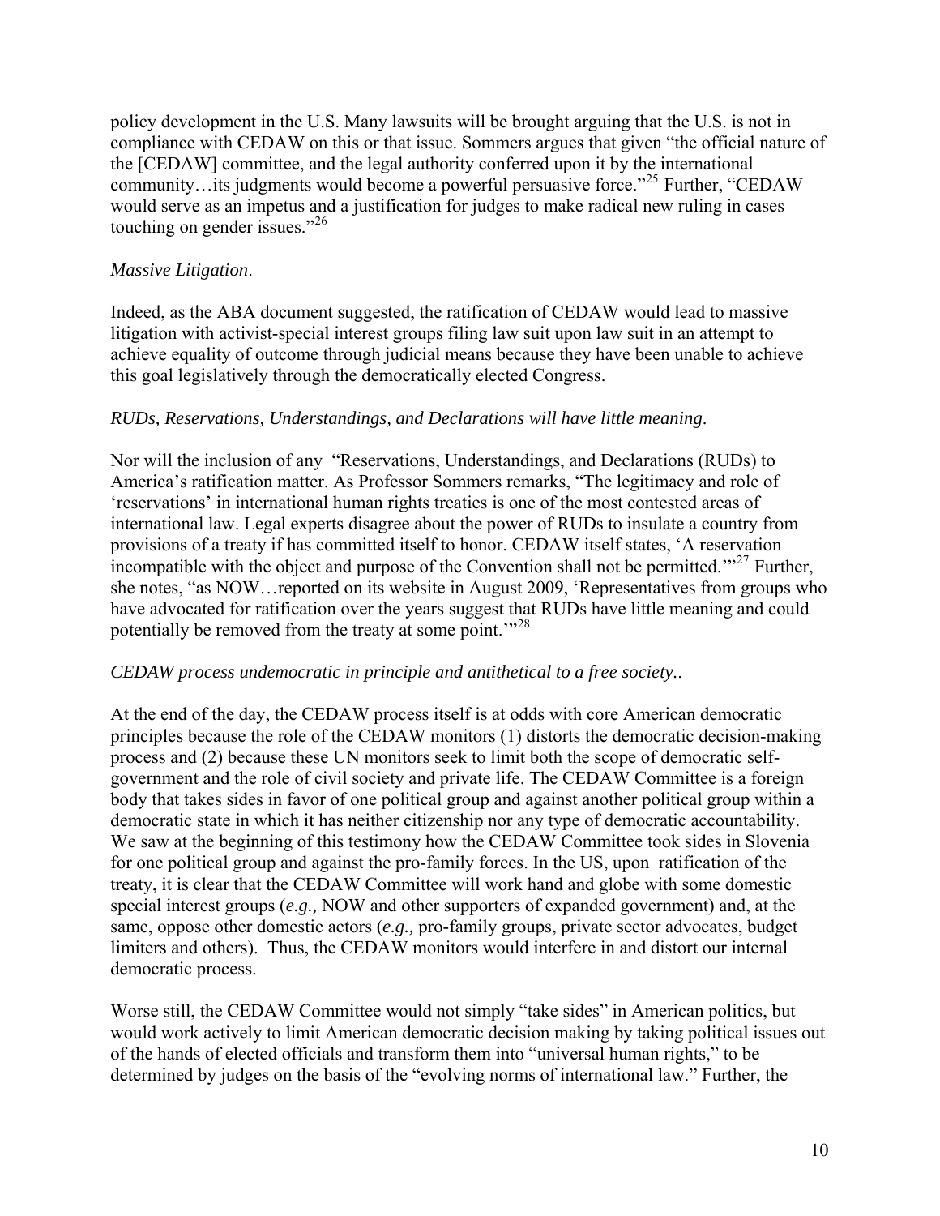policy development in the U.S. Many lawsuits will be brought arguing that the U.S. is not in compliance with CEDAW on this or that issue. Sommers argues that given "the official nature of the [CEDAW] committee, and the legal authority conferred upon it by the international community…its judgments would become a powerful persuasive force."[25] Further, "CEDAW would serve as an impetus and a justification for judges to make radical new ruling in cases touching on gender issues."[26]

*Massive Litigation*.

Indeed, as the ABA document suggested, the ratification of CEDAW would lead to massive litigation with activist-special interest groups filing law suit upon law suit in an attempt to achieve equality of outcome through judicial means because they have been unable to achieve this goal legislatively through the democratically elected Congress.

*RUDs, Reservations, Understandings, and Declarations will have little meaning*.

Nor will the inclusion of any "Reservations, Understandings, and Declarations (RUDs) to America's ratification matter. As Professor Sommers remarks, "The legitimacy and role of 'reservations' in international human rights treaties is one of the most contested areas of international law. Legal experts disagree about the power of RUDs to insulate a country from provisions of a treaty if has committed itself to honor. CEDAW itself states, 'A reservation incompatible with the object and purpose of the Convention shall not be permitted.'"[27] Further, she notes, "as NOW…reported on its website in August 2009, 'Representatives from groups who have advocated for ratification over the years suggest that RUDs have little meaning and could potentially be removed from the treaty at some point.'"[28]

*CEDAW process undemocratic in principle and antithetical to a free society.*.

At the end of the day, the CEDAW process itself is at odds with core American democratic principles because the role of the CEDAW monitors (1) distorts the democratic decision-making process and (2) because these UN monitors seek to limit both the scope of democratic self-government and the role of civil society and private life. The CEDAW Committee is a foreign body that takes sides in favor of one political group and against another political group within a democratic state in which it has neither citizenship nor any type of democratic accountability. We saw at the beginning of this testimony how the CEDAW Committee took sides in Slovenia for one political group and against the pro-family forces. In the US, upon ratification of the treaty, it is clear that the CEDAW Committee will work hand and globe with some domestic special interest groups (*e.g.,* NOW and other supporters of expanded government) and, at the same, oppose other domestic actors (*e.g.,* pro-family groups, private sector advocates, budget limiters and others). Thus, the CEDAW monitors would interfere in and distort our internal democratic process.

Worse still, the CEDAW Committee would not simply "take sides" in American politics, but would work actively to limit American democratic decision making by taking political issues out of the hands of elected officials and transform them into "universal human rights," to be determined by judges on the basis of the "evolving norms of international law." Further, the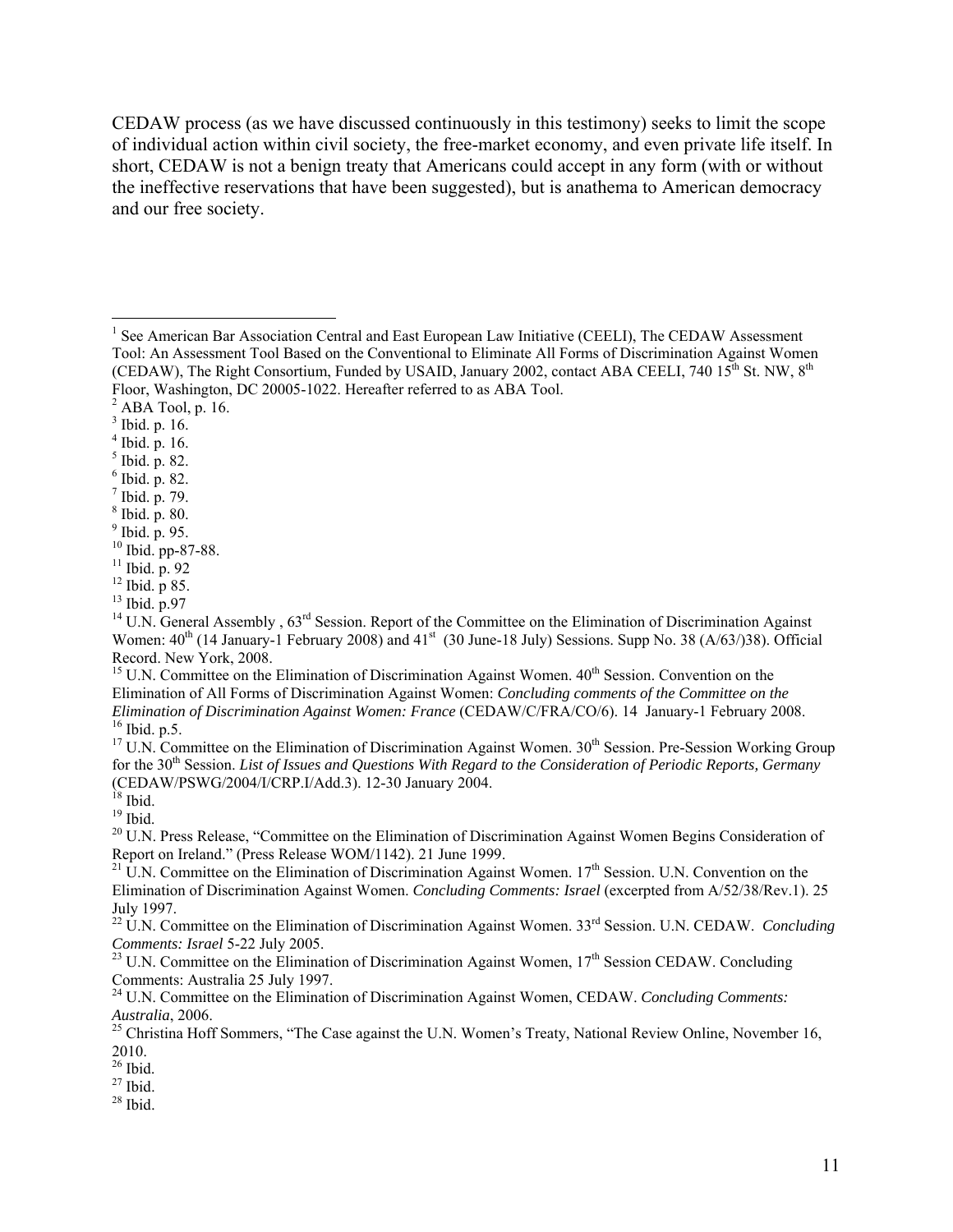CEDAW process (as we have discussed continuously in this testimony) seeks to limit the scope of individual action within civil society, the free-market economy, and even private life itself. In short, CEDAW is not a benign treaty that Americans could accept in any form (with or without the ineffective reservations that have been suggested), but is anathema to American democracy and our free society.

---

[1] See American Bar Association Central and East European Law Initiative (CEELI), The CEDAW Assessment Tool: An Assessment Tool Based on the Conventional to Eliminate All Forms of Discrimination Against Women (CEDAW), The Right Consortium, Funded by USAID, January 2002, contact ABA CEELI, 740 15th St. NW, 8th Floor, Washington, DC 20005-1022. Hereafter referred to as ABA Tool.

[2] ABA Tool, p. 16.

[3] Ibid. p. 16.

[4] Ibid. p. 16.

[5] Ibid. p. 82.

[6] Ibid. p. 82.

[7] Ibid. p. 79.

[8] Ibid. p. 80.

[9] Ibid. p. 95.

[10] Ibid. pp-87-88.

[11] Ibid. p. 92

[12] Ibid. p 85.

[13] Ibid. p.97

[14] U.N. General Assembly , 63rd Session. Report of the Committee on the Elimination of Discrimination Against Women: 40th (14 January-1 February 2008) and 41st (30 June-18 July) Sessions. Supp No. 38 (A/63/)38). Official Record. New York, 2008.

[15] U.N. Committee on the Elimination of Discrimination Against Women. 40th Session. Convention on the Elimination of All Forms of Discrimination Against Women: *Concluding comments of the Committee on the Elimination of Discrimination Against Women: France* (CEDAW/C/FRA/CO/6). 14 January-1 February 2008.

[16] Ibid. p.5.

[17] U.N. Committee on the Elimination of Discrimination Against Women. 30th Session. Pre-Session Working Group for the 30th Session. *List of Issues and Questions With Regard to the Consideration of Periodic Reports, Germany* (CEDAW/PSWG/2004/I/CRP.I/Add.3). 12-30 January 2004.

[18] Ibid.

[19] Ibid.

[20] U.N. Press Release, "Committee on the Elimination of Discrimination Against Women Begins Consideration of Report on Ireland." (Press Release WOM/1142). 21 June 1999.

[21] U.N. Committee on the Elimination of Discrimination Against Women. 17th Session. U.N. Convention on the Elimination of Discrimination Against Women. *Concluding Comments: Israel* (excerpted from A/52/38/Rev.1). 25 July 1997.

[22] U.N. Committee on the Elimination of Discrimination Against Women. 33rd Session. U.N. CEDAW. *Concluding Comments: Israel* 5-22 July 2005.

[23] U.N. Committee on the Elimination of Discrimination Against Women, 17th Session CEDAW. Concluding Comments: Australia 25 July 1997.

[24] U.N. Committee on the Elimination of Discrimination Against Women, CEDAW. *Concluding Comments: Australia*, 2006.

[25] Christina Hoff Sommers, "The Case against the U.N. Women's Treaty, National Review Online, November 16, 2010.

[26] Ibid.

[27] Ibid.

[28] Ibid.